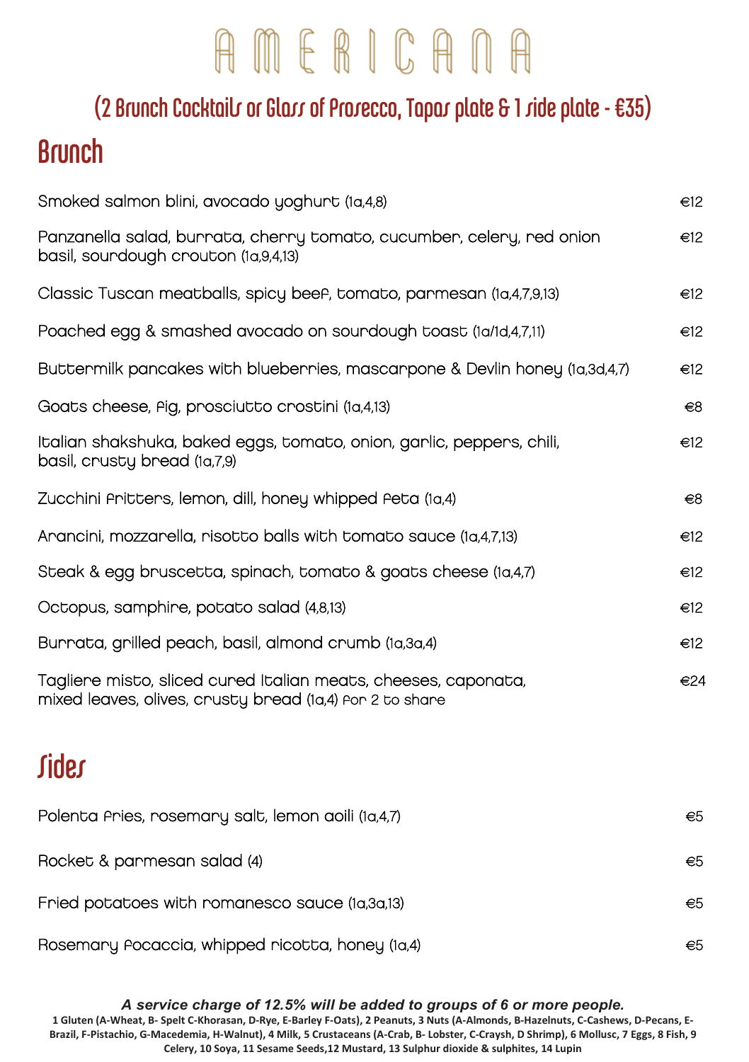# AMERICANA

## (2 Brunch Cocktails or Glass of Prosecco, Tapas plate & 1 side plate - €35)

## Brunch

| | |
|---|---|
| Smoked salmon blini, avocado yoghurt (1a,4,8) | €12 |
| Panzanella salad, burrata, cherry tomato, cucumber, celery, red onion basil, sourdough crouton (1a,9,4,13) | €12 |
| Classic Tuscan meatballs, spicy beef, tomato, parmesan (1a,4,7,9,13) | €12 |
| Poached egg & smashed avocado on sourdough toast (1a/1d,4,7,11) | €12 |
| Buttermilk pancakes with blueberries, mascarpone & Devlin honey (1a,3d,4,7) | €12 |
| Goats cheese, fig, prosciutto crostini (1a,4,13) | €8 |
| Italian shakshuka, baked eggs, tomato, onion, garlic, peppers, chili, basil, crusty bread (1a,7,9) | €12 |
| Zucchini fritters, lemon, dill, honey whipped feta (1a,4) | €8 |
| Arancini, mozzarella, risotto balls with tomato sauce (1a,4,7,13) | €12 |
| Steak & egg bruscetta, spinach, tomato & goats cheese (1a,4,7) | €12 |
| Octopus, samphire, potato salad (4,8,13) | €12 |
| Burrata, grilled peach, basil, almond crumb (1a,3a,4) | €12 |
| Tagliere misto, sliced cured Italian meats, cheeses, caponata, mixed leaves, olives, crusty bread (1a,4) for 2 to share | €24 |

## Sides

| | |
|---|---|
| Polenta fries, rosemary salt, lemon aoili (1a,4,7) | €5 |
| Rocket & parmesan salad (4) | €5 |
| Fried potatoes with romanesco sauce (1a,3a,13) | €5 |
| Rosemary focaccia, whipped ricotta, honey (1a,4) | €5 |

***A service charge of 12.5% will be added to groups of 6 or more people.***

**1 Gluten (A-Wheat, B- Spelt C-Khorasan, D-Rye, E-Barley F-Oats), 2 Peanuts, 3 Nuts (A-Almonds, B-Hazelnuts, C-Cashews, D-Pecans, E-Brazil, F-Pistachio, G-Macedemia, H-Walnut), 4 Milk, 5 Crustaceans (A-Crab, B- Lobster, C-Craysh, D Shrimp), 6 Mollusc, 7 Eggs, 8 Fish, 9 Celery, 10 Soya, 11 Sesame Seeds,12 Mustard, 13 Sulphur dioxide & sulphites, 14 Lupin**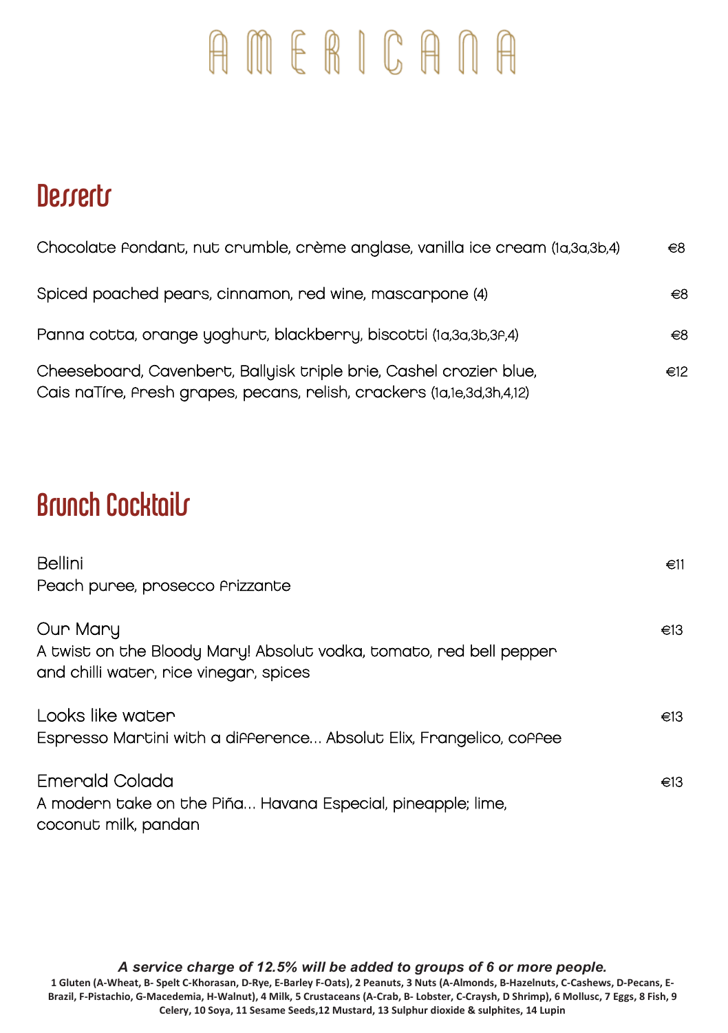# AMERICANA

## Desserts

Chocolate fondant, nut crumble, crème anglase, vanilla ice cream (1a,3a,3b,4) €8

Spiced poached pears, cinnamon, red wine, mascarpone (4) €8

Panna cotta, orange yoghurt, blackberry, biscotti (1a,3a,3b,3f,4) €8

Cheeseboard, Cavenbert, Ballyisk triple brie, Cashel crozier blue, Cais naTíre, fresh grapes, pecans, relish, crackers (1a,1e,3d,3h,4,12) €12

## Brunch Cocktails

Bellini €11
Peach puree, prosecco frizzante

Our Mary €13
A twist on the Bloody Mary! Absolut vodka, tomato, red bell pepper and chilli water, rice vinegar, spices

Looks like water €13
Espresso Martini with a difference... Absolut Elix, Frangelico, coffee

Emerald Colada €13
A modern take on the Piña... Havana Especial, pineapple; lime, coconut milk, pandan

***A service charge of 12.5% will be added to groups of 6 or more people.***

**1 Gluten (A-Wheat, B- Spelt C-Khorasan, D-Rye, E-Barley F-Oats), 2 Peanuts, 3 Nuts (A-Almonds, B-Hazelnuts, C-Cashews, D-Pecans, E-Brazil, F-Pistachio, G-Macedemia, H-Walnut), 4 Milk, 5 Crustaceans (A-Crab, B- Lobster, C-Craysh, D Shrimp), 6 Mollusc, 7 Eggs, 8 Fish, 9 Celery, 10 Soya, 11 Sesame Seeds,12 Mustard, 13 Sulphur dioxide & sulphites, 14 Lupin**